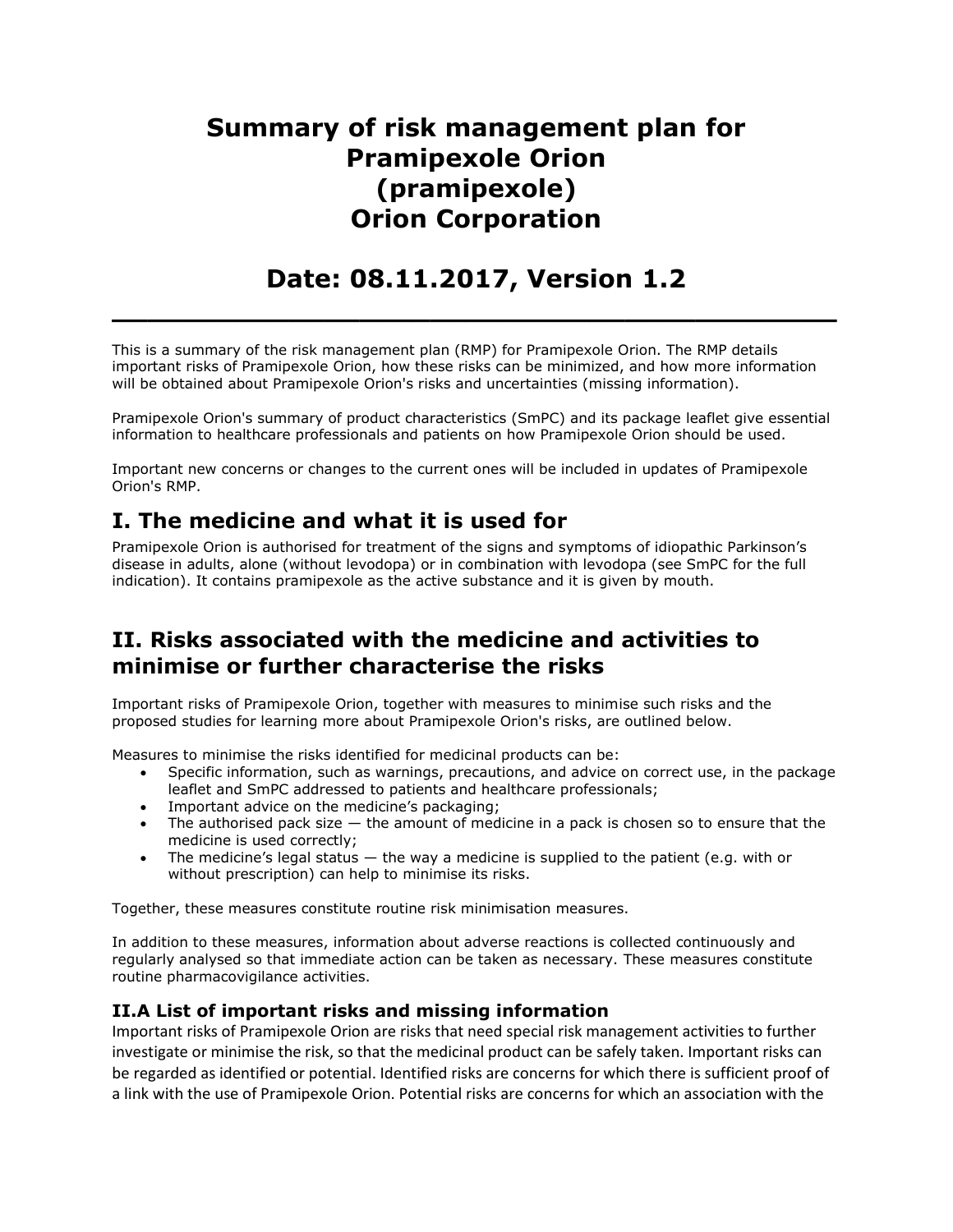# Summary of risk management plan for Pramipexole Orion (pramipexole) Orion Corporation

# Date: 08.11.2017, Version 1.2

---

This is a summary of the risk management plan (RMP) for Pramipexole Orion. The RMP details important risks of Pramipexole Orion, how these risks can be minimized, and how more information will be obtained about Pramipexole Orion's risks and uncertainties (missing information).

Pramipexole Orion's summary of product characteristics (SmPC) and its package leaflet give essential information to healthcare professionals and patients on how Pramipexole Orion should be used.

Important new concerns or changes to the current ones will be included in updates of Pramipexole Orion's RMP.

## I. The medicine and what it is used for

Pramipexole Orion is authorised for treatment of the signs and symptoms of idiopathic Parkinson's disease in adults, alone (without levodopa) or in combination with levodopa (see SmPC for the full indication). It contains pramipexole as the active substance and it is given by mouth.

## II. Risks associated with the medicine and activities to minimise or further characterise the risks

Important risks of Pramipexole Orion, together with measures to minimise such risks and the proposed studies for learning more about Pramipexole Orion's risks, are outlined below.

Measures to minimise the risks identified for medicinal products can be:

- Specific information, such as warnings, precautions, and advice on correct use, in the package leaflet and SmPC addressed to patients and healthcare professionals;
- Important advice on the medicine's packaging;
- The authorised pack size — the amount of medicine in a pack is chosen so to ensure that the medicine is used correctly;
- The medicine's legal status — the way a medicine is supplied to the patient (e.g. with or without prescription) can help to minimise its risks.

Together, these measures constitute routine risk minimisation measures.

In addition to these measures, information about adverse reactions is collected continuously and regularly analysed so that immediate action can be taken as necessary. These measures constitute routine pharmacovigilance activities.

### II.A List of important risks and missing information

Important risks of Pramipexole Orion are risks that need special risk management activities to further investigate or minimise the risk, so that the medicinal product can be safely taken. Important risks can be regarded as identified or potential. Identified risks are concerns for which there is sufficient proof of a link with the use of Pramipexole Orion. Potential risks are concerns for which an association with the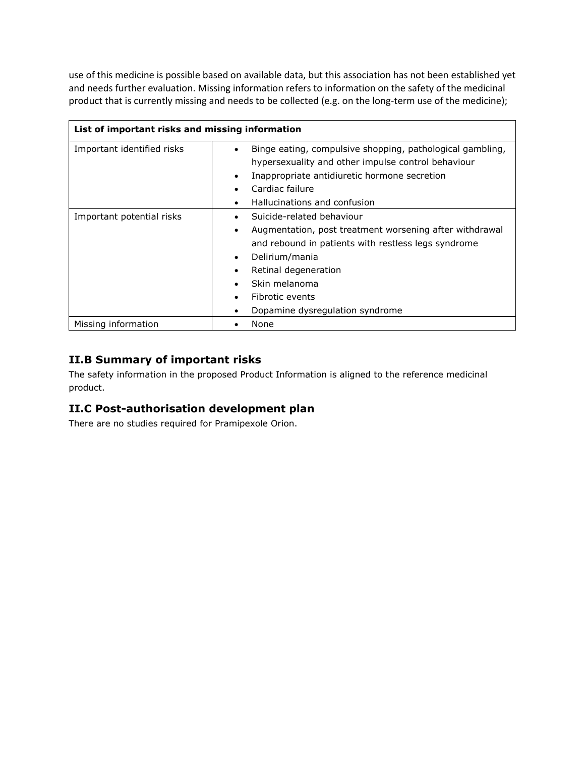use of this medicine is possible based on available data, but this association has not been established yet and needs further evaluation. Missing information refers to information on the safety of the medicinal product that is currently missing and needs to be collected (e.g. on the long-term use of the medicine);

| **List of important risks and missing information** | |
|---|---|
| Important identified risks | • Binge eating, compulsive shopping, pathological gambling, hypersexuality and other impulse control behaviour<br>• Inappropriate antidiuretic hormone secretion<br>• Cardiac failure<br>• Hallucinations and confusion |
| Important potential risks | • Suicide-related behaviour<br>• Augmentation, post treatment worsening after withdrawal and rebound in patients with restless legs syndrome<br>• Delirium/mania<br>• Retinal degeneration<br>• Skin melanoma<br>• Fibrotic events<br>• Dopamine dysregulation syndrome |
| Missing information | • None |

## II.B Summary of important risks

The safety information in the proposed Product Information is aligned to the reference medicinal product.

## II.C Post-authorisation development plan

There are no studies required for Pramipexole Orion.